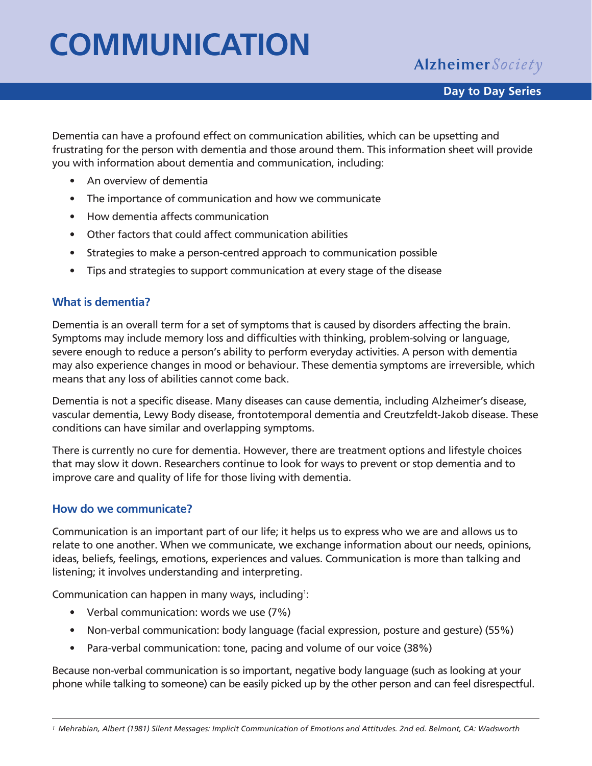# COMMUNICATION

Alzheimer *Society*

**Day to Day Series**

Dementia can have a profound effect on communication abilities, which can be upsetting and frustrating for the person with dementia and those around them. This information sheet will provide you with information about dementia and communication, including:

- An overview of dementia
- The importance of communication and how we communicate
- How dementia affects communication
- Other factors that could affect communication abilities
- Strategies to make a person-centred approach to communication possible
- Tips and strategies to support communication at every stage of the disease

## What is dementia?

Dementia is an overall term for a set of symptoms that is caused by disorders affecting the brain. Symptoms may include memory loss and difficulties with thinking, problem-solving or language, severe enough to reduce a person's ability to perform everyday activities. A person with dementia may also experience changes in mood or behaviour. These dementia symptoms are irreversible, which means that any loss of abilities cannot come back.

Dementia is not a specific disease. Many diseases can cause dementia, including Alzheimer's disease, vascular dementia, Lewy Body disease, frontotemporal dementia and Creutzfeldt-Jakob disease. These conditions can have similar and overlapping symptoms.

There is currently no cure for dementia. However, there are treatment options and lifestyle choices that may slow it down. Researchers continue to look for ways to prevent or stop dementia and to improve care and quality of life for those living with dementia.

## How do we communicate?

Communication is an important part of our life; it helps us to express who we are and allows us to relate to one another. When we communicate, we exchange information about our needs, opinions, ideas, beliefs, feelings, emotions, experiences and values. Communication is more than talking and listening; it involves understanding and interpreting.

Communication can happen in many ways, including[1]:

- Verbal communication: words we use (7%)
- Non-verbal communication: body language (facial expression, posture and gesture) (55%)
- Para-verbal communication: tone, pacing and volume of our voice (38%)

Because non-verbal communication is so important, negative body language (such as looking at your phone while talking to someone) can be easily picked up by the other person and can feel disrespectful.

---

[1] *Mehrabian, Albert (1981) Silent Messages: Implicit Communication of Emotions and Attitudes. 2nd ed. Belmont, CA: Wadsworth*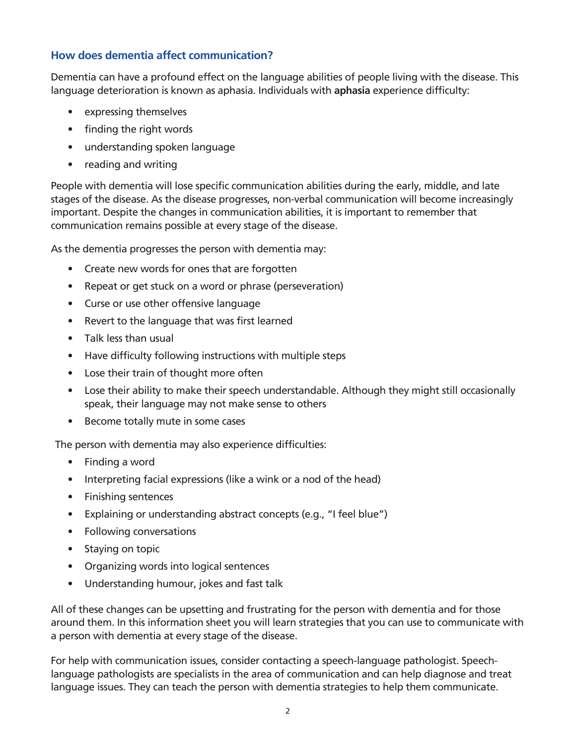## How does dementia affect communication?

Dementia can have a profound effect on the language abilities of people living with the disease. This language deterioration is known as aphasia. Individuals with **aphasia** experience difficulty:

- expressing themselves
- finding the right words
- understanding spoken language
- reading and writing

People with dementia will lose specific communication abilities during the early, middle, and late stages of the disease. As the disease progresses, non-verbal communication will become increasingly important. Despite the changes in communication abilities, it is important to remember that communication remains possible at every stage of the disease.

As the dementia progresses the person with dementia may:

- Create new words for ones that are forgotten
- Repeat or get stuck on a word or phrase (perseveration)
- Curse or use other offensive language
- Revert to the language that was first learned
- Talk less than usual
- Have difficulty following instructions with multiple steps
- Lose their train of thought more often
- Lose their ability to make their speech understandable. Although they might still occasionally speak, their language may not make sense to others
- Become totally mute in some cases

The person with dementia may also experience difficulties:

- Finding a word
- Interpreting facial expressions (like a wink or a nod of the head)
- Finishing sentences
- Explaining or understanding abstract concepts (e.g., "I feel blue")
- Following conversations
- Staying on topic
- Organizing words into logical sentences
- Understanding humour, jokes and fast talk

All of these changes can be upsetting and frustrating for the person with dementia and for those around them. In this information sheet you will learn strategies that you can use to communicate with a person with dementia at every stage of the disease.

For help with communication issues, consider contacting a speech-language pathologist. Speech-language pathologists are specialists in the area of communication and can help diagnose and treat language issues. They can teach the person with dementia strategies to help them communicate.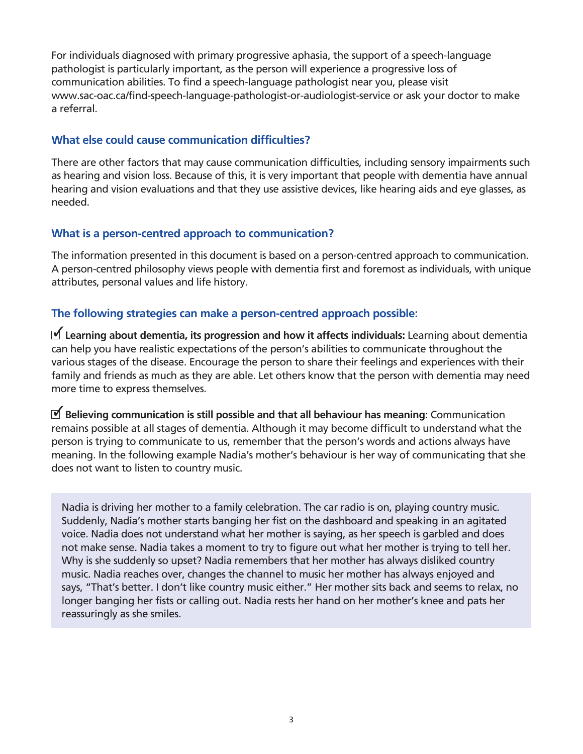For individuals diagnosed with primary progressive aphasia, the support of a speech-language pathologist is particularly important, as the person will experience a progressive loss of communication abilities. To find a speech-language pathologist near you, please visit www.sac-oac.ca/find-speech-language-pathologist-or-audiologist-service or ask your doctor to make a referral.

### What else could cause communication difficulties?

There are other factors that may cause communication difficulties, including sensory impairments such as hearing and vision loss. Because of this, it is very important that people with dementia have annual hearing and vision evaluations and that they use assistive devices, like hearing aids and eye glasses, as needed.

### What is a person-centred approach to communication?

The information presented in this document is based on a person-centred approach to communication. A person-centred philosophy views people with dementia first and foremost as individuals, with unique attributes, personal values and life history.

### The following strategies can make a person-centred approach possible:

☑ **Learning about dementia, its progression and how it affects individuals:** Learning about dementia can help you have realistic expectations of the person's abilities to communicate throughout the various stages of the disease. Encourage the person to share their feelings and experiences with their family and friends as much as they are able. Let others know that the person with dementia may need more time to express themselves.

☑ **Believing communication is still possible and that all behaviour has meaning:** Communication remains possible at all stages of dementia. Although it may become difficult to understand what the person is trying to communicate to us, remember that the person's words and actions always have meaning. In the following example Nadia's mother's behaviour is her way of communicating that she does not want to listen to country music.

> Nadia is driving her mother to a family celebration. The car radio is on, playing country music. Suddenly, Nadia's mother starts banging her fist on the dashboard and speaking in an agitated voice. Nadia does not understand what her mother is saying, as her speech is garbled and does not make sense. Nadia takes a moment to try to figure out what her mother is trying to tell her. Why is she suddenly so upset? Nadia remembers that her mother has always disliked country music. Nadia reaches over, changes the channel to music her mother has always enjoyed and says, "That's better. I don't like country music either." Her mother sits back and seems to relax, no longer banging her fists or calling out. Nadia rests her hand on her mother's knee and pats her reassuringly as she smiles.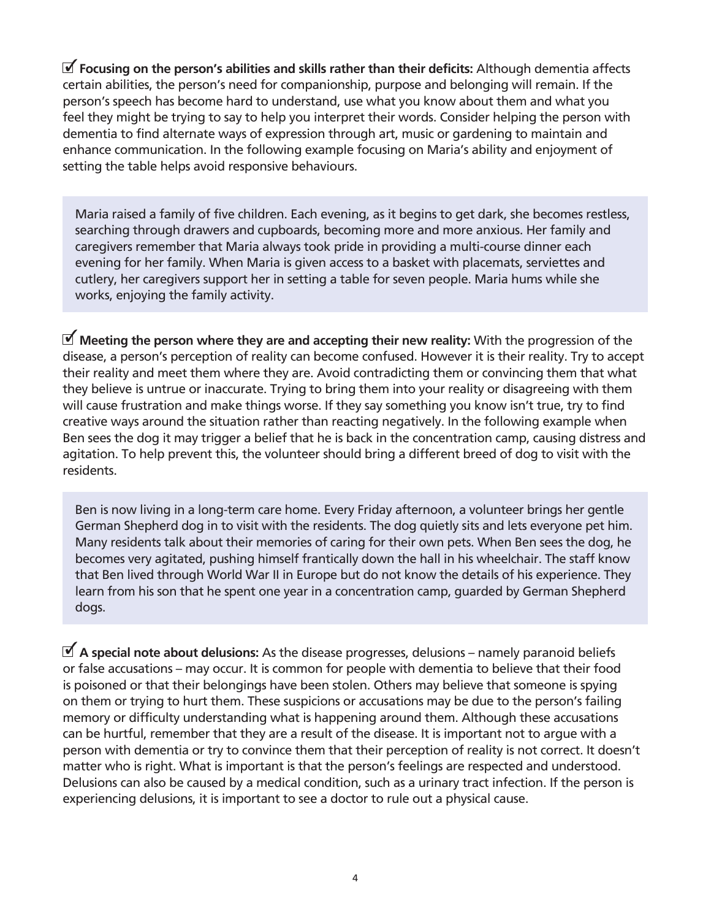☑ **Focusing on the person's abilities and skills rather than their deficits:** Although dementia affects certain abilities, the person's need for companionship, purpose and belonging will remain. If the person's speech has become hard to understand, use what you know about them and what you feel they might be trying to say to help you interpret their words. Consider helping the person with dementia to find alternate ways of expression through art, music or gardening to maintain and enhance communication. In the following example focusing on Maria's ability and enjoyment of setting the table helps avoid responsive behaviours.

> Maria raised a family of five children. Each evening, as it begins to get dark, she becomes restless, searching through drawers and cupboards, becoming more and more anxious. Her family and caregivers remember that Maria always took pride in providing a multi-course dinner each evening for her family. When Maria is given access to a basket with placemats, serviettes and cutlery, her caregivers support her in setting a table for seven people. Maria hums while she works, enjoying the family activity.

☑ **Meeting the person where they are and accepting their new reality:** With the progression of the disease, a person's perception of reality can become confused. However it is their reality. Try to accept their reality and meet them where they are. Avoid contradicting them or convincing them that what they believe is untrue or inaccurate. Trying to bring them into your reality or disagreeing with them will cause frustration and make things worse. If they say something you know isn't true, try to find creative ways around the situation rather than reacting negatively. In the following example when Ben sees the dog it may trigger a belief that he is back in the concentration camp, causing distress and agitation. To help prevent this, the volunteer should bring a different breed of dog to visit with the residents.

> Ben is now living in a long-term care home. Every Friday afternoon, a volunteer brings her gentle German Shepherd dog in to visit with the residents. The dog quietly sits and lets everyone pet him. Many residents talk about their memories of caring for their own pets. When Ben sees the dog, he becomes very agitated, pushing himself frantically down the hall in his wheelchair. The staff know that Ben lived through World War II in Europe but do not know the details of his experience. They learn from his son that he spent one year in a concentration camp, guarded by German Shepherd dogs.

☑ **A special note about delusions:** As the disease progresses, delusions – namely paranoid beliefs or false accusations – may occur. It is common for people with dementia to believe that their food is poisoned or that their belongings have been stolen. Others may believe that someone is spying on them or trying to hurt them. These suspicions or accusations may be due to the person's failing memory or difficulty understanding what is happening around them. Although these accusations can be hurtful, remember that they are a result of the disease. It is important not to argue with a person with dementia or try to convince them that their perception of reality is not correct. It doesn't matter who is right. What is important is that the person's feelings are respected and understood. Delusions can also be caused by a medical condition, such as a urinary tract infection. If the person is experiencing delusions, it is important to see a doctor to rule out a physical cause.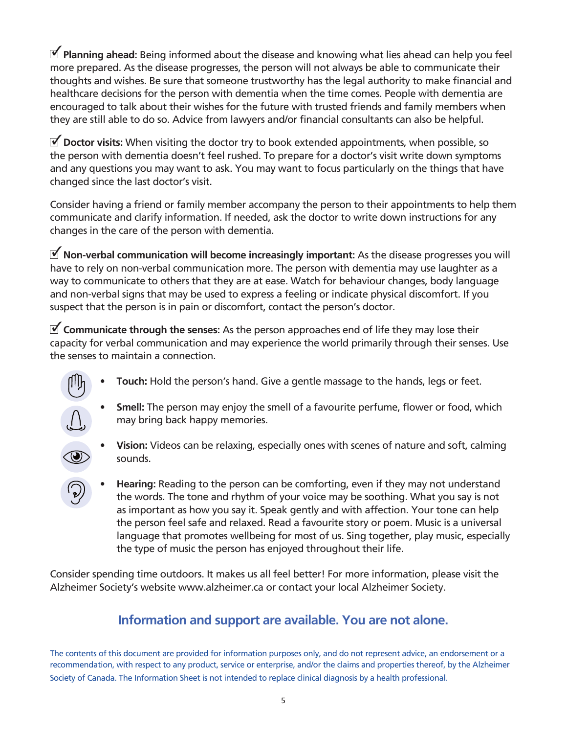☑ **Planning ahead:** Being informed about the disease and knowing what lies ahead can help you feel more prepared. As the disease progresses, the person will not always be able to communicate their thoughts and wishes. Be sure that someone trustworthy has the legal authority to make financial and healthcare decisions for the person with dementia when the time comes. People with dementia are encouraged to talk about their wishes for the future with trusted friends and family members when they are still able to do so. Advice from lawyers and/or financial consultants can also be helpful.

☑ **Doctor visits:** When visiting the doctor try to book extended appointments, when possible, so the person with dementia doesn't feel rushed. To prepare for a doctor's visit write down symptoms and any questions you may want to ask. You may want to focus particularly on the things that have changed since the last doctor's visit.

Consider having a friend or family member accompany the person to their appointments to help them communicate and clarify information. If needed, ask the doctor to write down instructions for any changes in the care of the person with dementia.

☑ **Non-verbal communication will become increasingly important:** As the disease progresses you will have to rely on non-verbal communication more. The person with dementia may use laughter as a way to communicate to others that they are at ease. Watch for behaviour changes, body language and non-verbal signs that may be used to express a feeling or indicate physical discomfort. If you suspect that the person is in pain or discomfort, contact the person's doctor.

☑ **Communicate through the senses:** As the person approaches end of life they may lose their capacity for verbal communication and may experience the world primarily through their senses. Use the senses to maintain a connection.

- **Touch:** Hold the person's hand. Give a gentle massage to the hands, legs or feet.
- **Smell:** The person may enjoy the smell of a favourite perfume, flower or food, which may bring back happy memories.
- **Vision:** Videos can be relaxing, especially ones with scenes of nature and soft, calming sounds.
- **Hearing:** Reading to the person can be comforting, even if they may not understand the words. The tone and rhythm of your voice may be soothing. What you say is not as important as how you say it. Speak gently and with affection. Your tone can help the person feel safe and relaxed. Read a favourite story or poem. Music is a universal language that promotes wellbeing for most of us. Sing together, play music, especially the type of music the person has enjoyed throughout their life.

Consider spending time outdoors. It makes us all feel better! For more information, please visit the Alzheimer Society's website www.alzheimer.ca or contact your local Alzheimer Society.

## Information and support are available. You are not alone.

The contents of this document are provided for information purposes only, and do not represent advice, an endorsement or a recommendation, with respect to any product, service or enterprise, and/or the claims and properties thereof, by the Alzheimer Society of Canada. The Information Sheet is not intended to replace clinical diagnosis by a health professional.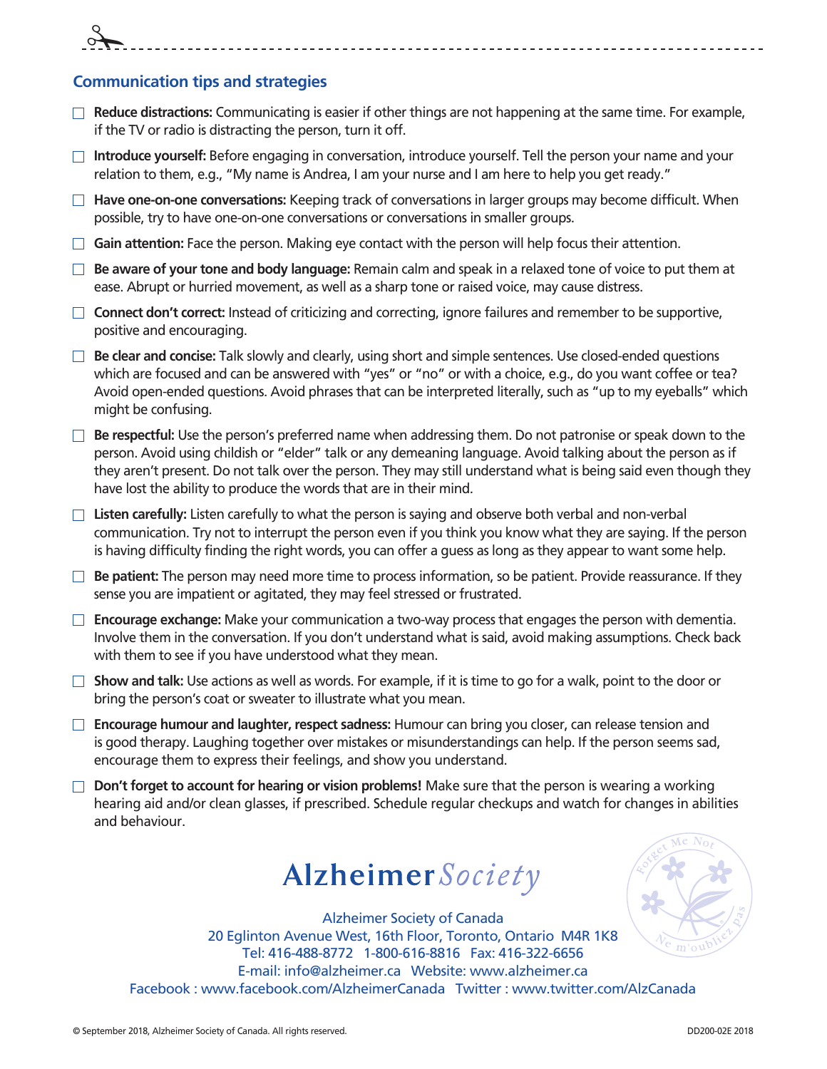## Communication tips and strategies

- ☐ **Reduce distractions:** Communicating is easier if other things are not happening at the same time. For example, if the TV or radio is distracting the person, turn it off.
- ☐ **Introduce yourself:** Before engaging in conversation, introduce yourself. Tell the person your name and your relation to them, e.g., "My name is Andrea, I am your nurse and I am here to help you get ready."
- ☐ **Have one-on-one conversations:** Keeping track of conversations in larger groups may become difficult. When possible, try to have one-on-one conversations or conversations in smaller groups.
- ☐ **Gain attention:** Face the person. Making eye contact with the person will help focus their attention.
- ☐ **Be aware of your tone and body language:** Remain calm and speak in a relaxed tone of voice to put them at ease. Abrupt or hurried movement, as well as a sharp tone or raised voice, may cause distress.
- ☐ **Connect don't correct:** Instead of criticizing and correcting, ignore failures and remember to be supportive, positive and encouraging.
- ☐ **Be clear and concise:** Talk slowly and clearly, using short and simple sentences. Use closed-ended questions which are focused and can be answered with "yes" or "no" or with a choice, e.g., do you want coffee or tea? Avoid open-ended questions. Avoid phrases that can be interpreted literally, such as "up to my eyeballs" which might be confusing.
- ☐ **Be respectful:** Use the person's preferred name when addressing them. Do not patronise or speak down to the person. Avoid using childish or "elder" talk or any demeaning language. Avoid talking about the person as if they aren't present. Do not talk over the person. They may still understand what is being said even though they have lost the ability to produce the words that are in their mind.
- ☐ **Listen carefully:** Listen carefully to what the person is saying and observe both verbal and non-verbal communication. Try not to interrupt the person even if you think you know what they are saying. If the person is having difficulty finding the right words, you can offer a guess as long as they appear to want some help.
- ☐ **Be patient:** The person may need more time to process information, so be patient. Provide reassurance. If they sense you are impatient or agitated, they may feel stressed or frustrated.
- ☐ **Encourage exchange:** Make your communication a two-way process that engages the person with dementia. Involve them in the conversation. If you don't understand what is said, avoid making assumptions. Check back with them to see if you have understood what they mean.
- ☐ **Show and talk:** Use actions as well as words. For example, if it is time to go for a walk, point to the door or bring the person's coat or sweater to illustrate what you mean.
- ☐ **Encourage humour and laughter, respect sadness:** Humour can bring you closer, can release tension and is good therapy. Laughing together over mistakes or misunderstandings can help. If the person seems sad, encourage them to express their feelings, and show you understand.
- ☐ **Don't forget to account for hearing or vision problems!** Make sure that the person is wearing a working hearing aid and/or clean glasses, if prescribed. Schedule regular checkups and watch for changes in abilities and behaviour.

**Alzheimer** *Society*

Alzheimer Society of Canada
20 Eglinton Avenue West, 16th Floor, Toronto, Ontario M4R 1K8
Tel: 416-488-8772 1-800-616-8816 Fax: 416-322-6656
E-mail: info@alzheimer.ca Website: www.alzheimer.ca
Facebook : www.facebook.com/AlzheimerCanada Twitter : www.twitter.com/AlzCanada

Forget Me Not — Ne m'oubliez pas

© September 2018, Alzheimer Society of Canada. All rights reserved.

DD200-02E 2018